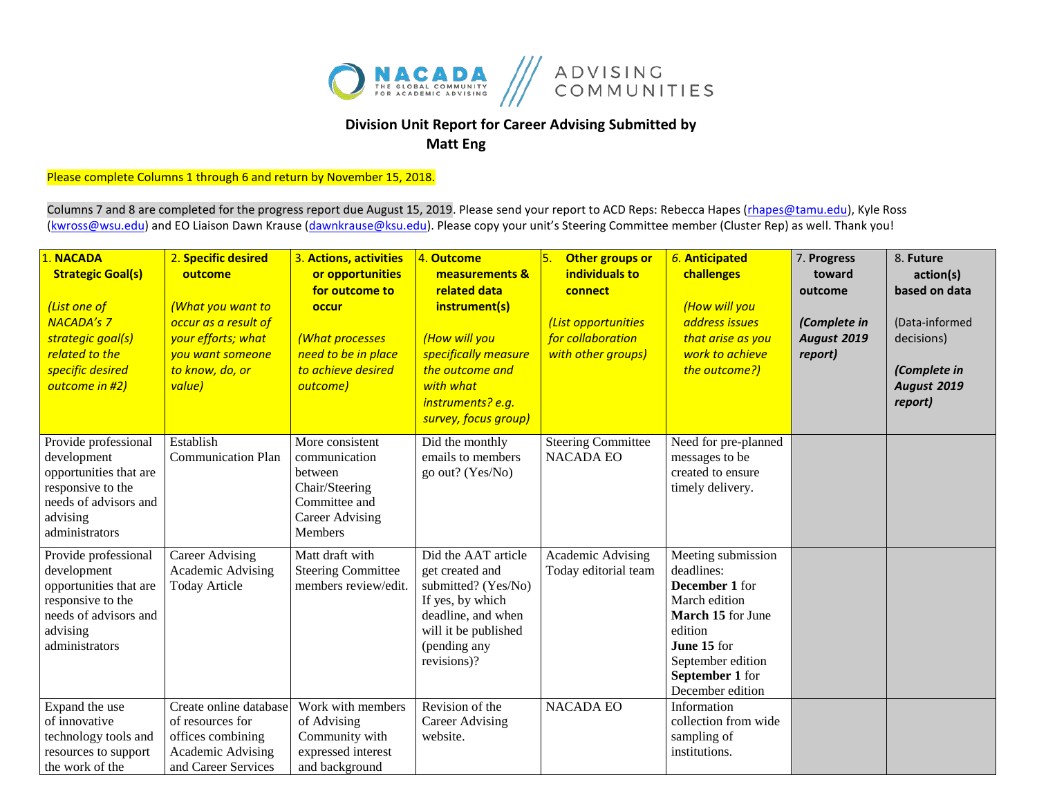NACADA THE GLOBAL COMMUNITY FOR ACADEMIC ADVISING | ADVISING COMMUNITIES

## Division Unit Report for Career Advising Submitted by Matt Eng

Please complete Columns 1 through 6 and return by November 15, 2018.

Columns 7 and 8 are completed for the progress report due August 15, 2019. Please send your report to ACD Reps: Rebecca Hapes (rhapes@tamu.edu), Kyle Ross (kwross@wsu.edu) and EO Liaison Dawn Krause (dawnkrause@ksu.edu). Please copy your unit's Steering Committee member (Cluster Rep) as well. Thank you!

| 1. **NACADA Strategic Goal(s)** *(List one of NACADA's 7 strategic goal(s) related to the specific desired outcome in #2)* | 2. **Specific desired outcome** *(What you want to occur as a result of your efforts; what you want someone to know, do, or value)* | 3. **Actions, activities or opportunities for outcome to occur** *(What processes need to be in place to achieve desired outcome)* | 4. **Outcome measurements & related data instrument(s)** *(How will you specifically measure the outcome and with what instruments? e.g. survey, focus group)* | 5. **Other groups or individuals to connect** *(List opportunities for collaboration with other groups)* | 6. ***Anticipated challenges*** *(How will you address issues that arise as you work to achieve the outcome?)* | 7. **Progress toward outcome** ***(Complete in August 2019 report)*** | 8. **Future action(s) based on data** (Data-informed decisions) ***(Complete in August 2019 report)*** |
|---|---|---|---|---|---|---|---|
| Provide professional development opportunities that are responsive to the needs of advisors and advising administrators | Establish Communication Plan | More consistent communication between Chair/Steering Committee and Career Advising Members | Did the monthly emails to members go out? (Yes/No) | Steering Committee NACADA EO | Need for pre-planned messages to be created to ensure timely delivery. | | |
| Provide professional development opportunities that are responsive to the needs of advisors and advising administrators | Career Advising Academic Advising Today Article | Matt draft with Steering Committee members review/edit. | Did the AAT article get created and submitted? (Yes/No) If yes, by which deadline, and when will it be published (pending any revisions)? | Academic Advising Today editorial team | Meeting submission deadlines: **December 1** for March edition **March 15** for June edition **June 15** for September edition **September 1** for December edition | | |
| Expand the use of innovative technology tools and resources to support the work of the | Create online database of resources for offices combining Academic Advising and Career Services | Work with members of Advising Community with expressed interest and background | Revision of the Career Advising website. | NACADA EO | Information collection from wide sampling of institutions. | | |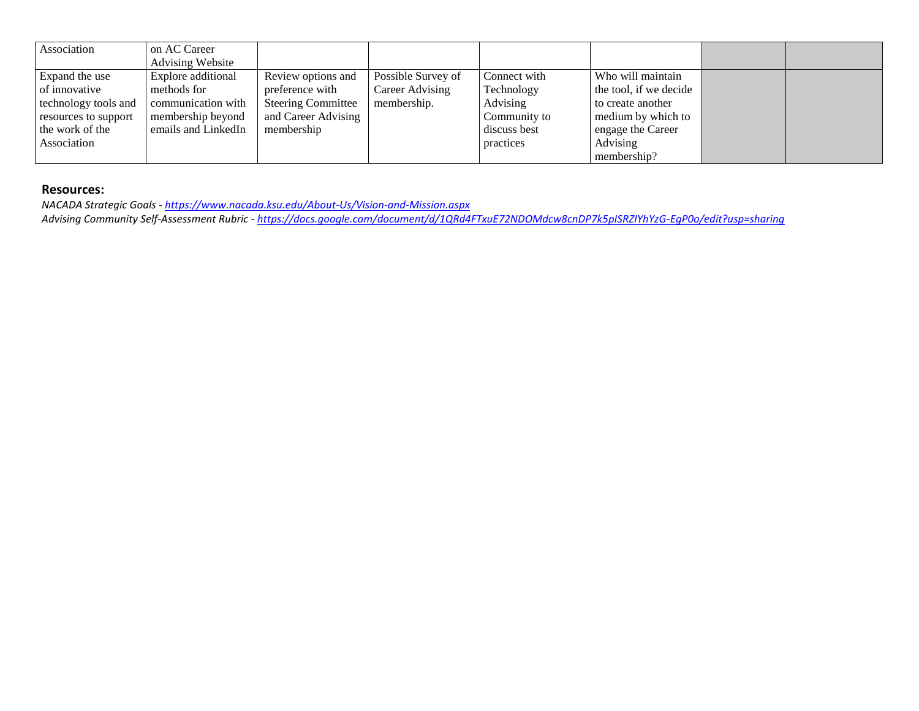| | | | | | | | |
|---|---|---|---|---|---|---|---|
| Association | on AC Career Advising Website | | | | | | |
| Expand the use of innovative technology tools and resources to support the work of the Association | Explore additional methods for communication with membership beyond emails and LinkedIn | Review options and preference with Steering Committee and Career Advising membership | Possible Survey of Career Advising membership. | Connect with Technology Advising Community to discuss best practices | Who will maintain the tool, if we decide to create another medium by which to engage the Career Advising membership? | | |

**Resources:**

*NACADA Strategic Goals - [https://www.nacada.ksu.edu/About-Us/Vision-and-Mission.aspx](https://www.nacada.ksu.edu/About-Us/Vision-and-Mission.aspx)*

*Advising Community Self-Assessment Rubric - [https://docs.google.com/document/d/1QRd4FTxuE72NDOMdcw8cnDP7k5pISRZIYhYzG-EgP0o/edit?usp=sharing](https://docs.google.com/document/d/1QRd4FTxuE72NDOMdcw8cnDP7k5pISRZIYhYzG-EgP0o/edit?usp=sharing)*